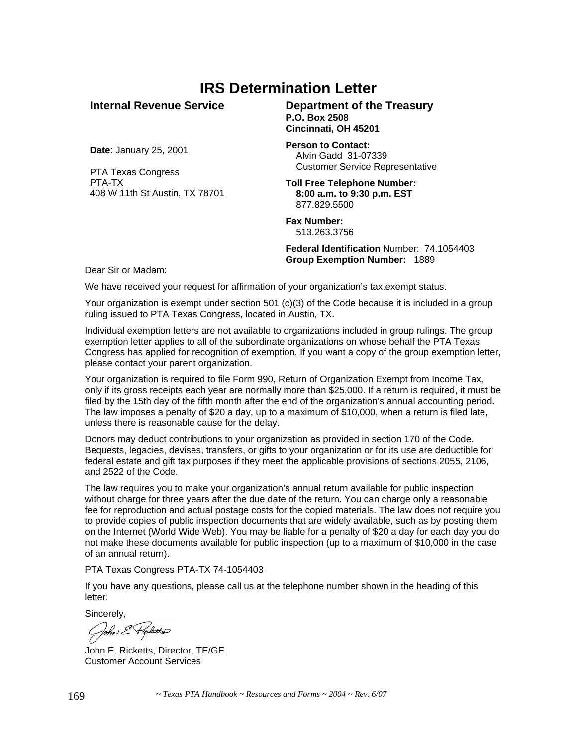# IRS Determination Letter

**Internal Revenue Service**

**Date**: January 25, 2001

PTA Texas Congress
PTA-TX
408 W 11th St Austin, TX 78701

**Department of the Treasury**
**P.O. Box 2508**
**Cincinnati, OH 45201**

**Person to Contact:**
Alvin Gadd 31-07339
Customer Service Representative

**Toll Free Telephone Number:**
**8:00 a.m. to 9:30 p.m. EST**
877.829.5500

**Fax Number:**
513.263.3756

**Federal Identification** Number: 74.1054403
**Group Exemption Number:** 1889

Dear Sir or Madam:

We have received your request for affirmation of your organization's tax.exempt status.

Your organization is exempt under section 501 (c)(3) of the Code because it is included in a group ruling issued to PTA Texas Congress, located in Austin, TX.

Individual exemption letters are not available to organizations included in group rulings. The group exemption letter applies to all of the subordinate organizations on whose behalf the PTA Texas Congress has applied for recognition of exemption. If you want a copy of the group exemption letter, please contact your parent organization.

Your organization is required to file Form 990, Return of Organization Exempt from Income Tax, only if its gross receipts each year are normally more than $25,000. If a return is required, it must be filed by the 15th day of the fifth month after the end of the organization's annual accounting period. The law imposes a penalty of $20 a day, up to a maximum of $10,000, when a return is filed late, unless there is reasonable cause for the delay.

Donors may deduct contributions to your organization as provided in section 170 of the Code. Bequests, legacies, devises, transfers, or gifts to your organization or for its use are deductible for federal estate and gift tax purposes if they meet the applicable provisions of sections 2055, 2106, and 2522 of the Code.

The law requires you to make your organization's annual return available for public inspection without charge for three years after the due date of the return. You can charge only a reasonable fee for reproduction and actual postage costs for the copied materials. The law does not require you to provide copies of public inspection documents that are widely available, such as by posting them on the Internet (World Wide Web). You may be liable for a penalty of $20 a day for each day you do not make these documents available for public inspection (up to a maximum of $10,000 in the case of an annual return).

PTA Texas Congress PTA-TX 74-1054403

If you have any questions, please call us at the telephone number shown in the heading of this letter.

Sincerely,

John E. Ricketts, Director, TE/GE
Customer Account Services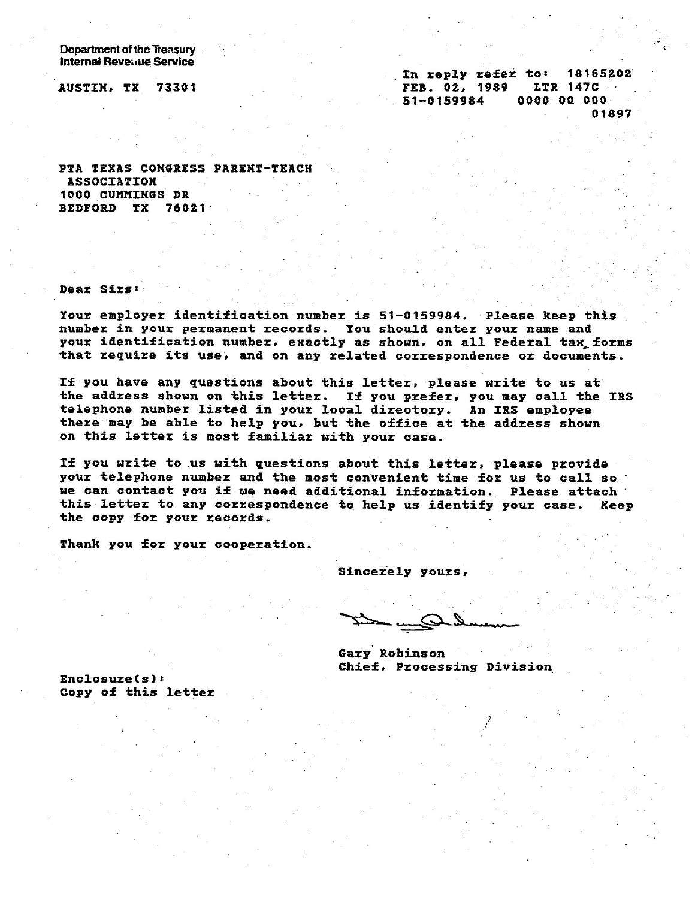Department of the Treasury
Internal Revenue Service

AUSTIN, TX 73301

In reply refer to: 18165202
FEB. 02, 1989 LTR 147C
51-0159984 0000 00 000
01897

PTA TEXAS CONGRESS PARENT-TEACH
ASSOCIATION
1000 CUMMINGS DR
BEDFORD TX 76021

Dear Sirs:

Your employer identification number is 51-0159984. Please keep this number in your permanent records. You should enter your name and your identification number, exactly as shown, on all Federal tax forms that require its use, and on any related correspondence or documents.

If you have any questions about this letter, please write to us at the address shown on this letter. If you prefer, you may call the IRS telephone number listed in your local directory. An IRS employee there may be able to help you, but the office at the address shown on this letter is most familiar with your case.

If you write to us with questions about this letter, please provide your telephone number and the most convenient time for us to call so we can contact you if we need additional information. Please attach this letter to any correspondence to help us identify your case. Keep the copy for your records.

Thank you for your cooperation.

Sincerely yours,

Gary Robinson
Chief, Processing Division

Enclosure(s):
Copy of this letter